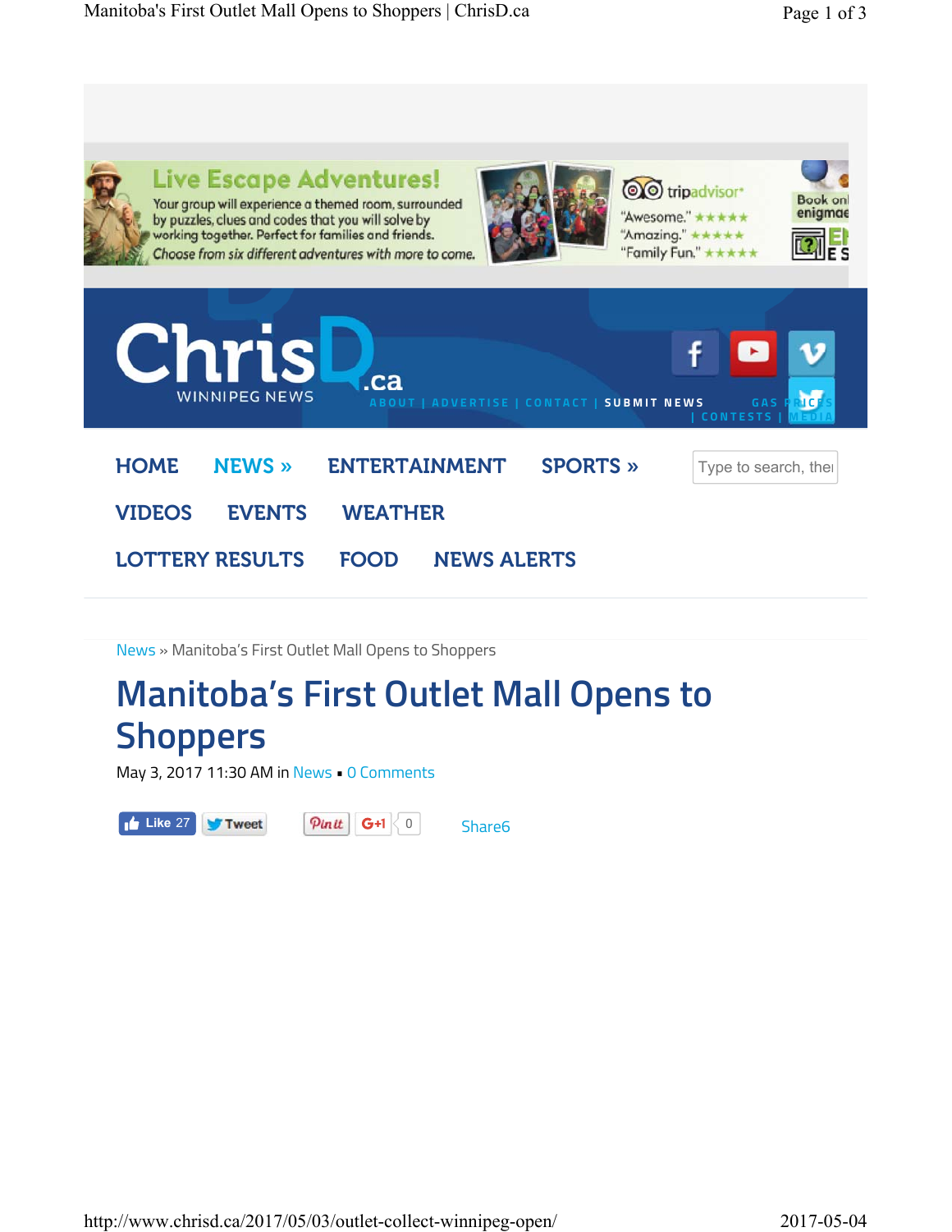Live Escape Adventures!

Your group will experience a themed room, surrounded by puzzles, clues and codes that you will solve by working together. Perfect for families and friends. Choose from six different adventures with more to come.

tripadvisor

"Awesome." ★★★★★
"Amazing." ★★★★★
"Family Fun." ★★★★★

Book onl enigmae

ChrisD.ca WINNIPEG NEWS

ABOUT | ADVERTISE | CONTACT | SUBMIT NEWS GAS PRICES | CONTESTS | MEDIA

HOME NEWS » ENTERTAINMENT SPORTS » VIDEOS EVENTS WEATHER LOTTERY RESULTS FOOD NEWS ALERTS

News » Manitoba's First Outlet Mall Opens to Shoppers

# Manitoba's First Outlet Mall Opens to Shoppers

May 3, 2017 11:30 AM in News ▪ 0 Comments

Like 27 Tweet Pin it G+1 0 Share6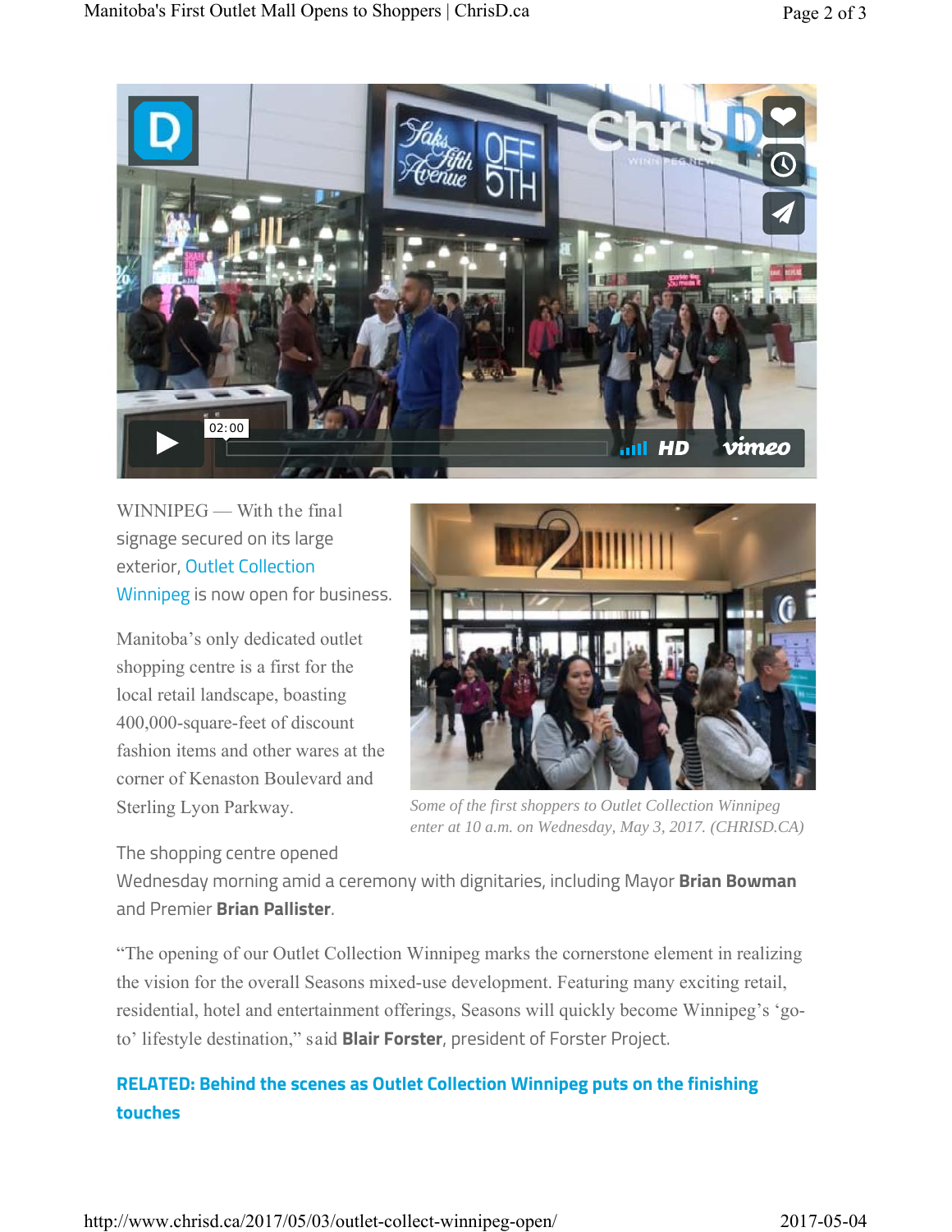WINNIPEG — With the final signage secured on its large exterior, Outlet Collection Winnipeg is now open for business.

Manitoba's only dedicated outlet shopping centre is a first for the local retail landscape, boasting 400,000-square-feet of discount fashion items and other wares at the corner of Kenaston Boulevard and Sterling Lyon Parkway.

*Some of the first shoppers to Outlet Collection Winnipeg enter at 10 a.m. on Wednesday, May 3, 2017. (CHRISD.CA)*

The shopping centre opened Wednesday morning amid a ceremony with dignitaries, including Mayor **Brian Bowman** and Premier **Brian Pallister**.

"The opening of our Outlet Collection Winnipeg marks the cornerstone element in realizing the vision for the overall Seasons mixed-use development. Featuring many exciting retail, residential, hotel and entertainment offerings, Seasons will quickly become Winnipeg's 'go-to' lifestyle destination," said **Blair Forster**, president of Forster Project.

**RELATED: Behind the scenes as Outlet Collection Winnipeg puts on the finishing touches**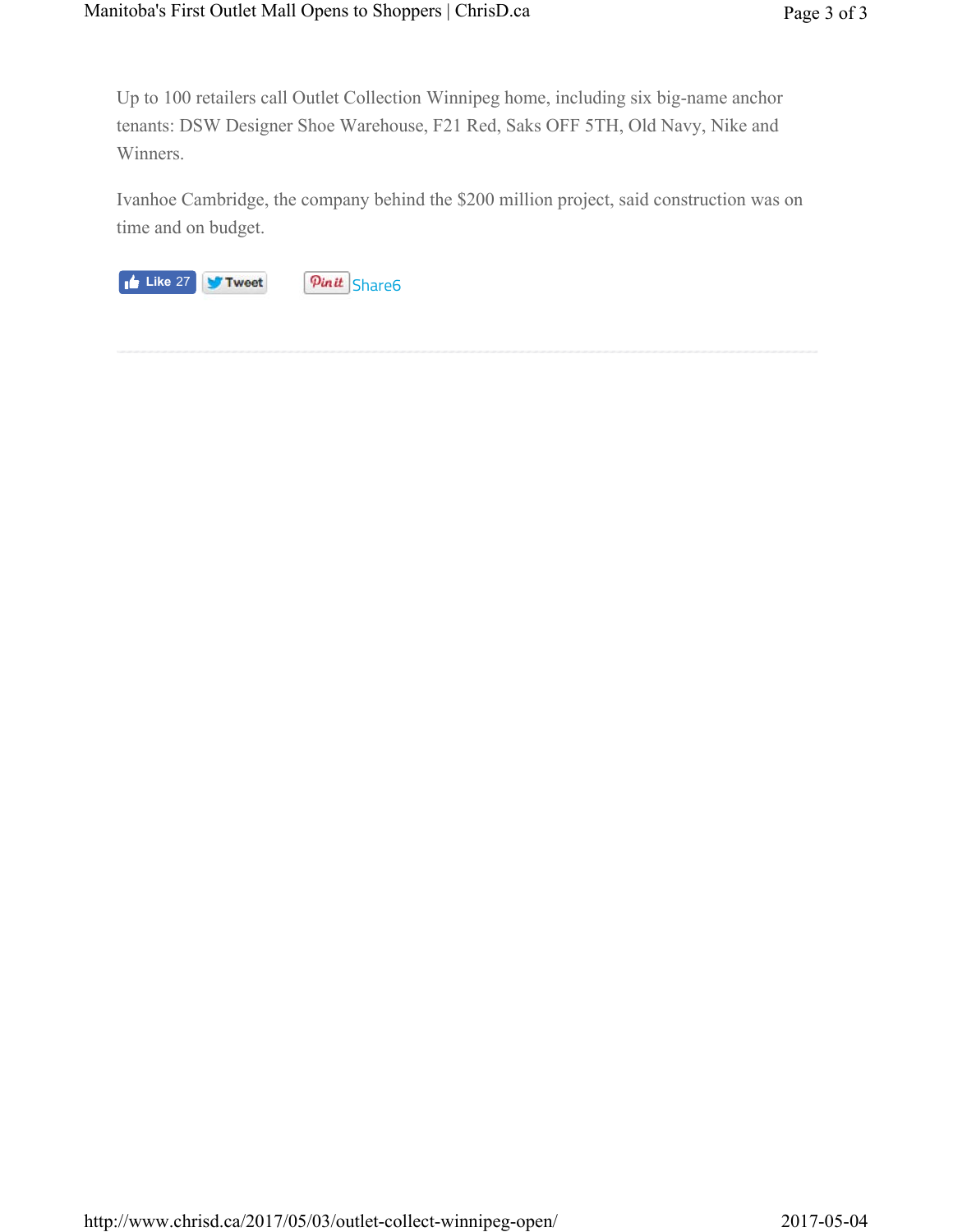Up to 100 retailers call Outlet Collection Winnipeg home, including six big-name anchor tenants: DSW Designer Shoe Warehouse, F21 Red, Saks OFF 5TH, Old Navy, Nike and Winners.

Ivanhoe Cambridge, the company behind the $200 million project, said construction was on time and on budget.

Like 27 Tweet Pin it Share6